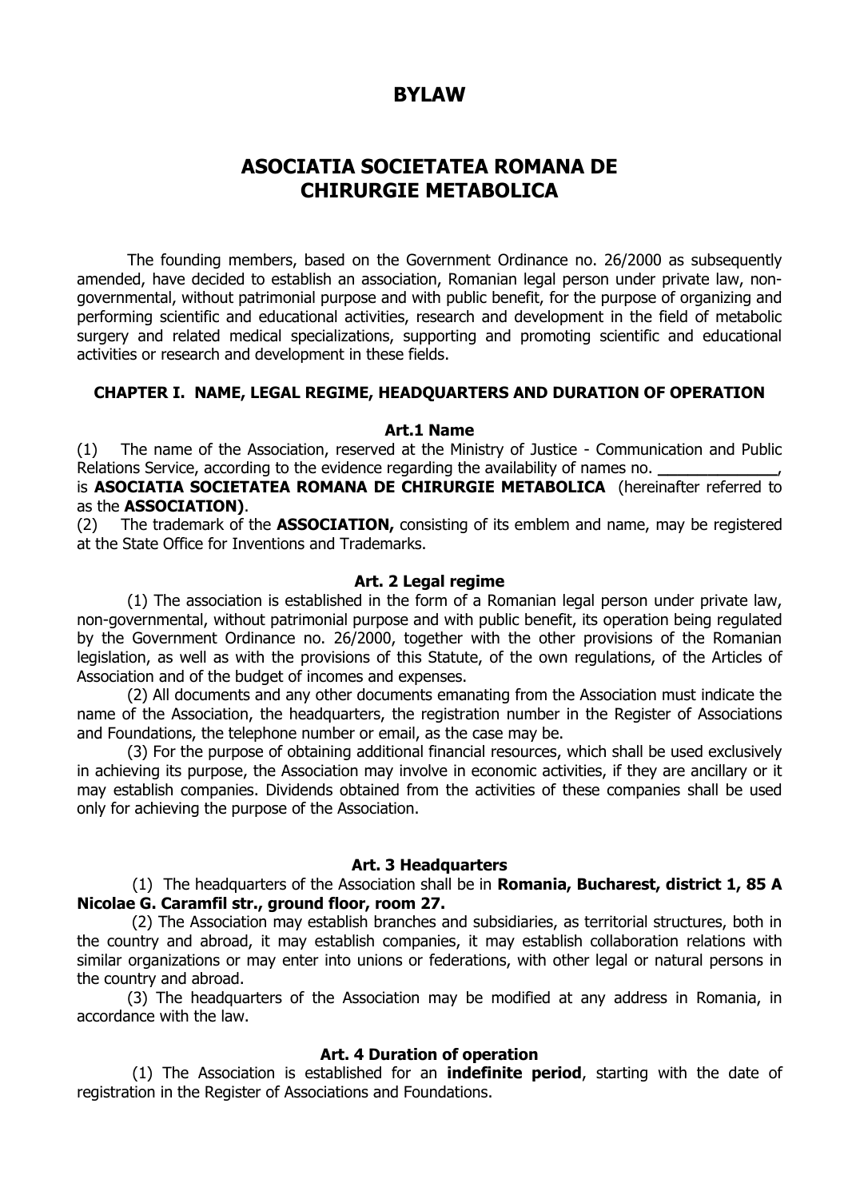# BYLAW

# ASOCIATIA SOCIETATEA ROMANA DE CHIRURGIE METABOLICA

The founding members, based on the Government Ordinance no. 26/2000 as subsequently amended, have decided to establish an association, Romanian legal person under private law, non-governmental, without patrimonial purpose and with public benefit, for the purpose of organizing and performing scientific and educational activities, research and development in the field of metabolic surgery and related medical specializations, supporting and promoting scientific and educational activities or research and development in these fields.

### CHAPTER I. NAME, LEGAL REGIME, HEADQUARTERS AND DURATION OF OPERATION

#### Art.1 Name

(1) The name of the Association, reserved at the Ministry of Justice - Communication and Public Relations Service, according to the evidence regarding the availability of names no. _____________, is **ASOCIATIA SOCIETATEA ROMANA DE CHIRURGIE METABOLICA** (hereinafter referred to as the **ASSOCIATION)**.

(2) The trademark of the **ASSOCIATION,** consisting of its emblem and name, may be registered at the State Office for Inventions and Trademarks.

#### Art. 2 Legal regime

(1) The association is established in the form of a Romanian legal person under private law, non-governmental, without patrimonial purpose and with public benefit, its operation being regulated by the Government Ordinance no. 26/2000, together with the other provisions of the Romanian legislation, as well as with the provisions of this Statute, of the own regulations, of the Articles of Association and of the budget of incomes and expenses.

(2) All documents and any other documents emanating from the Association must indicate the name of the Association, the headquarters, the registration number in the Register of Associations and Foundations, the telephone number or email, as the case may be.

(3) For the purpose of obtaining additional financial resources, which shall be used exclusively in achieving its purpose, the Association may involve in economic activities, if they are ancillary or it may establish companies. Dividends obtained from the activities of these companies shall be used only for achieving the purpose of the Association.

#### Art. 3 Headquarters

(1) The headquarters of the Association shall be in **Romania, Bucharest, district 1, 85 A Nicolae G. Caramfil str., ground floor, room 27.**

(2) The Association may establish branches and subsidiaries, as territorial structures, both in the country and abroad, it may establish companies, it may establish collaboration relations with similar organizations or may enter into unions or federations, with other legal or natural persons in the country and abroad.

(3) The headquarters of the Association may be modified at any address in Romania, in accordance with the law.

#### Art. 4 Duration of operation

(1) The Association is established for an **indefinite period**, starting with the date of registration in the Register of Associations and Foundations.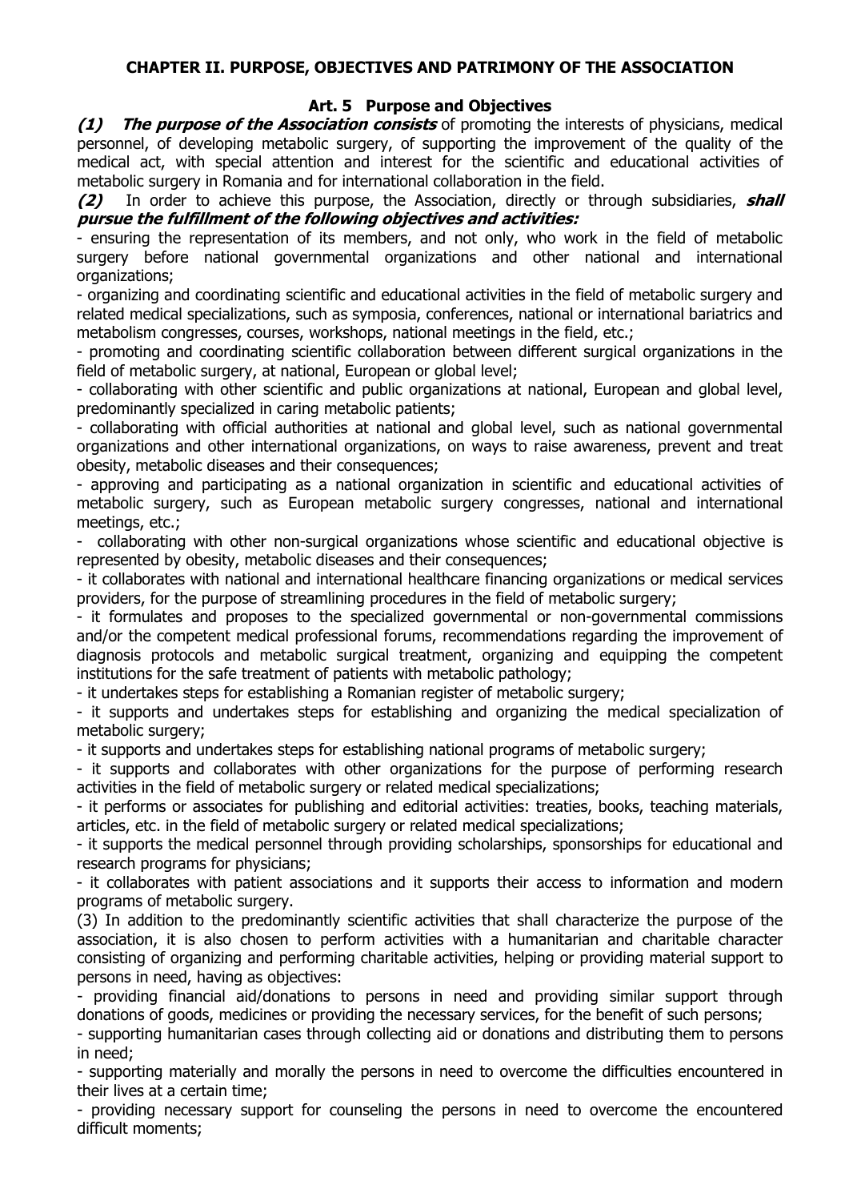## CHAPTER II. PURPOSE, OBJECTIVES AND PATRIMONY OF THE ASSOCIATION

### Art. 5 Purpose and Objectives

***(1) The purpose of the Association consists*** of promoting the interests of physicians, medical personnel, of developing metabolic surgery, of supporting the improvement of the quality of the medical act, with special attention and interest for the scientific and educational activities of metabolic surgery in Romania and for international collaboration in the field.

***(2)*** In order to achieve this purpose, the Association, directly or through subsidiaries, ***shall pursue the fulfillment of the following objectives and activities:***

- ensuring the representation of its members, and not only, who work in the field of metabolic surgery before national governmental organizations and other national and international organizations;
- organizing and coordinating scientific and educational activities in the field of metabolic surgery and related medical specializations, such as symposia, conferences, national or international bariatrics and metabolism congresses, courses, workshops, national meetings in the field, etc.;
- promoting and coordinating scientific collaboration between different surgical organizations in the field of metabolic surgery, at national, European or global level;
- collaborating with other scientific and public organizations at national, European and global level, predominantly specialized in caring metabolic patients;
- collaborating with official authorities at national and global level, such as national governmental organizations and other international organizations, on ways to raise awareness, prevent and treat obesity, metabolic diseases and their consequences;
- approving and participating as a national organization in scientific and educational activities of metabolic surgery, such as European metabolic surgery congresses, national and international meetings, etc.;
- collaborating with other non-surgical organizations whose scientific and educational objective is represented by obesity, metabolic diseases and their consequences;
- it collaborates with national and international healthcare financing organizations or medical services providers, for the purpose of streamlining procedures in the field of metabolic surgery;
- it formulates and proposes to the specialized governmental or non-governmental commissions and/or the competent medical professional forums, recommendations regarding the improvement of diagnosis protocols and metabolic surgical treatment, organizing and equipping the competent institutions for the safe treatment of patients with metabolic pathology;
- it undertakes steps for establishing a Romanian register of metabolic surgery;
- it supports and undertakes steps for establishing and organizing the medical specialization of metabolic surgery;
- it supports and undertakes steps for establishing national programs of metabolic surgery;
- it supports and collaborates with other organizations for the purpose of performing research activities in the field of metabolic surgery or related medical specializations;
- it performs or associates for publishing and editorial activities: treaties, books, teaching materials, articles, etc. in the field of metabolic surgery or related medical specializations;
- it supports the medical personnel through providing scholarships, sponsorships for educational and research programs for physicians;
- it collaborates with patient associations and it supports their access to information and modern programs of metabolic surgery.

(3) In addition to the predominantly scientific activities that shall characterize the purpose of the association, it is also chosen to perform activities with a humanitarian and charitable character consisting of organizing and performing charitable activities, helping or providing material support to persons in need, having as objectives:

- providing financial aid/donations to persons in need and providing similar support through donations of goods, medicines or providing the necessary services, for the benefit of such persons;
- supporting humanitarian cases through collecting aid or donations and distributing them to persons in need;
- supporting materially and morally the persons in need to overcome the difficulties encountered in their lives at a certain time;
- providing necessary support for counseling the persons in need to overcome the encountered difficult moments;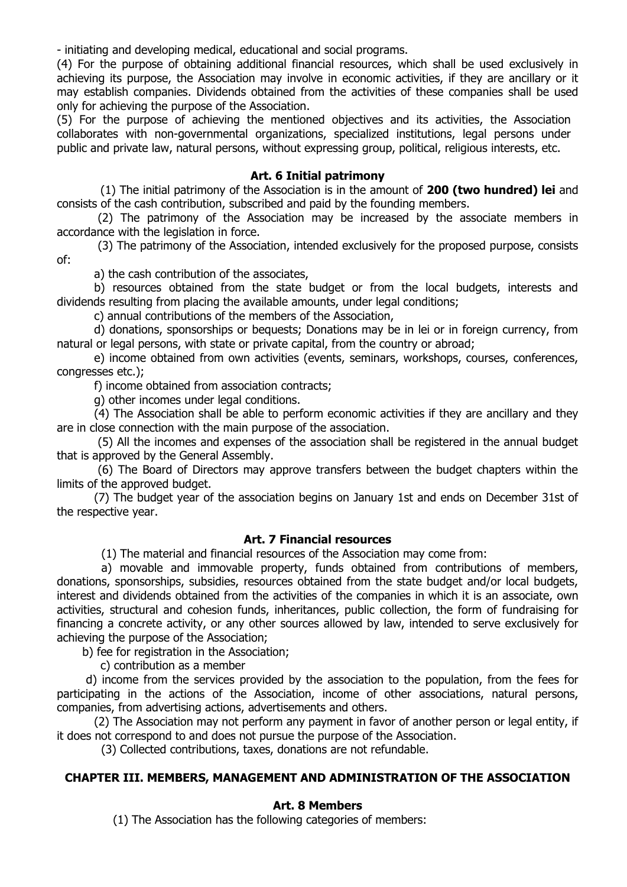- initiating and developing medical, educational and social programs.

(4) For the purpose of obtaining additional financial resources, which shall be used exclusively in achieving its purpose, the Association may involve in economic activities, if they are ancillary or it may establish companies. Dividends obtained from the activities of these companies shall be used only for achieving the purpose of the Association.

(5) For the purpose of achieving the mentioned objectives and its activities, the Association collaborates with non-governmental organizations, specialized institutions, legal persons under public and private law, natural persons, without expressing group, political, religious interests, etc.

### Art. 6 Initial patrimony

(1) The initial patrimony of the Association is in the amount of **200 (two hundred) lei** and consists of the cash contribution, subscribed and paid by the founding members.

(2) The patrimony of the Association may be increased by the associate members in accordance with the legislation in force.

(3) The patrimony of the Association, intended exclusively for the proposed purpose, consists of:

a) the cash contribution of the associates,

b) resources obtained from the state budget or from the local budgets, interests and dividends resulting from placing the available amounts, under legal conditions;

c) annual contributions of the members of the Association,

d) donations, sponsorships or bequests; Donations may be in lei or in foreign currency, from natural or legal persons, with state or private capital, from the country or abroad;

e) income obtained from own activities (events, seminars, workshops, courses, conferences, congresses etc.);

f) income obtained from association contracts;

g) other incomes under legal conditions.

(4) The Association shall be able to perform economic activities if they are ancillary and they are in close connection with the main purpose of the association.

(5) All the incomes and expenses of the association shall be registered in the annual budget that is approved by the General Assembly.

(6) The Board of Directors may approve transfers between the budget chapters within the limits of the approved budget.

(7) The budget year of the association begins on January 1st and ends on December 31st of the respective year.

### Art. 7 Financial resources

(1) The material and financial resources of the Association may come from:

a) movable and immovable property, funds obtained from contributions of members, donations, sponsorships, subsidies, resources obtained from the state budget and/or local budgets, interest and dividends obtained from the activities of the companies in which it is an associate, own activities, structural and cohesion funds, inheritances, public collection, the form of fundraising for financing a concrete activity, or any other sources allowed by law, intended to serve exclusively for achieving the purpose of the Association;

b) fee for registration in the Association;

c) contribution as a member

d) income from the services provided by the association to the population, from the fees for participating in the actions of the Association, income of other associations, natural persons, companies, from advertising actions, advertisements and others.

(2) The Association may not perform any payment in favor of another person or legal entity, if it does not correspond to and does not pursue the purpose of the Association.

(3) Collected contributions, taxes, donations are not refundable.

## CHAPTER III. MEMBERS, MANAGEMENT AND ADMINISTRATION OF THE ASSOCIATION

### Art. 8 Members

(1) The Association has the following categories of members: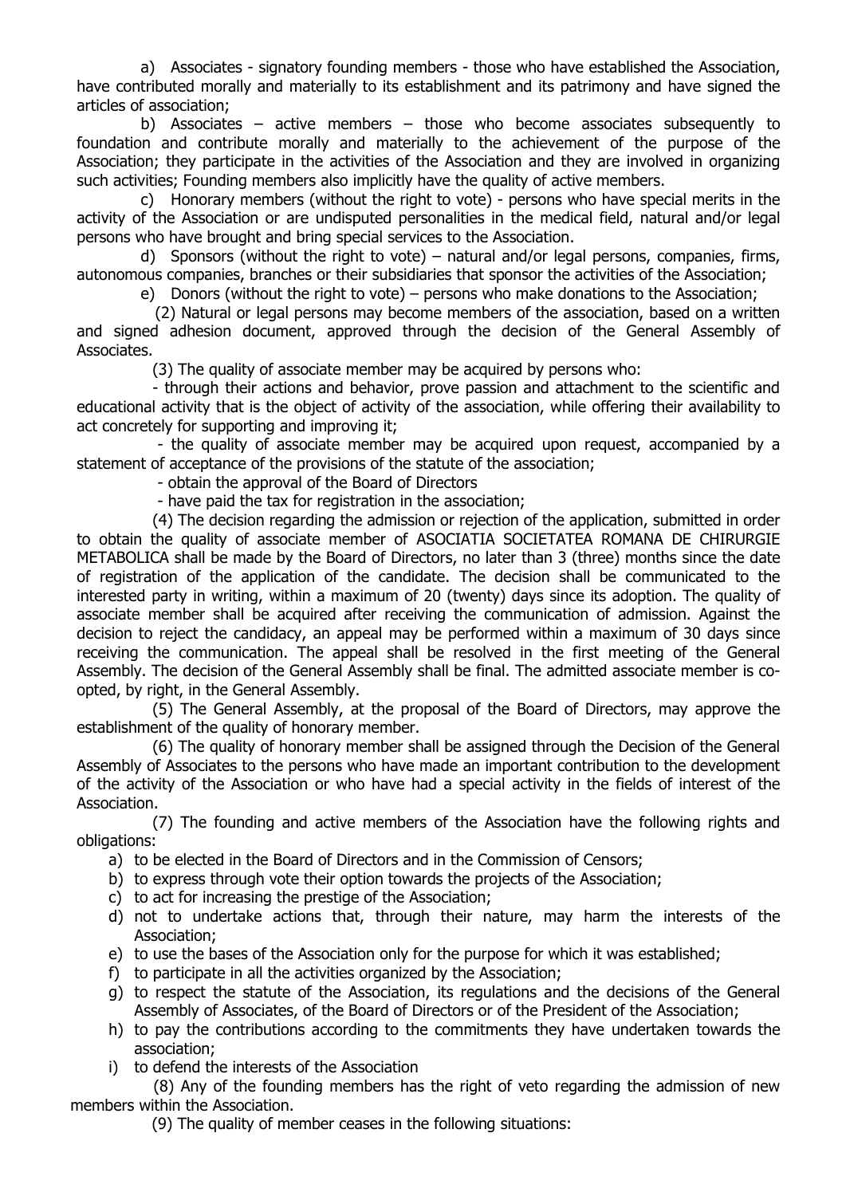a) Associates - signatory founding members - those who have established the Association, have contributed morally and materially to its establishment and its patrimony and have signed the articles of association;

b) Associates – active members – those who become associates subsequently to foundation and contribute morally and materially to the achievement of the purpose of the Association; they participate in the activities of the Association and they are involved in organizing such activities; Founding members also implicitly have the quality of active members.

c) Honorary members (without the right to vote) - persons who have special merits in the activity of the Association or are undisputed personalities in the medical field, natural and/or legal persons who have brought and bring special services to the Association.

d) Sponsors (without the right to vote) – natural and/or legal persons, companies, firms, autonomous companies, branches or their subsidiaries that sponsor the activities of the Association;

e) Donors (without the right to vote) – persons who make donations to the Association;

(2) Natural or legal persons may become members of the association, based on a written and signed adhesion document, approved through the decision of the General Assembly of Associates.

(3) The quality of associate member may be acquired by persons who:

- through their actions and behavior, prove passion and attachment to the scientific and educational activity that is the object of activity of the association, while offering their availability to act concretely for supporting and improving it;
- the quality of associate member may be acquired upon request, accompanied by a statement of acceptance of the provisions of the statute of the association;
- obtain the approval of the Board of Directors
- have paid the tax for registration in the association;

(4) The decision regarding the admission or rejection of the application, submitted in order to obtain the quality of associate member of ASOCIATIA SOCIETATEA ROMANA DE CHIRURGIE METABOLICA shall be made by the Board of Directors, no later than 3 (three) months since the date of registration of the application of the candidate. The decision shall be communicated to the interested party in writing, within a maximum of 20 (twenty) days since its adoption. The quality of associate member shall be acquired after receiving the communication of admission. Against the decision to reject the candidacy, an appeal may be performed within a maximum of 30 days since receiving the communication. The appeal shall be resolved in the first meeting of the General Assembly. The decision of the General Assembly shall be final. The admitted associate member is co-opted, by right, in the General Assembly.

(5) The General Assembly, at the proposal of the Board of Directors, may approve the establishment of the quality of honorary member.

(6) The quality of honorary member shall be assigned through the Decision of the General Assembly of Associates to the persons who have made an important contribution to the development of the activity of the Association or who have had a special activity in the fields of interest of the Association.

(7) The founding and active members of the Association have the following rights and obligations:

a) to be elected in the Board of Directors and in the Commission of Censors;
b) to express through vote their option towards the projects of the Association;
c) to act for increasing the prestige of the Association;
d) not to undertake actions that, through their nature, may harm the interests of the Association;
e) to use the bases of the Association only for the purpose for which it was established;
f) to participate in all the activities organized by the Association;
g) to respect the statute of the Association, its regulations and the decisions of the General Assembly of Associates, of the Board of Directors or of the President of the Association;
h) to pay the contributions according to the commitments they have undertaken towards the association;
i) to defend the interests of the Association

(8) Any of the founding members has the right of veto regarding the admission of new members within the Association.

(9) The quality of member ceases in the following situations: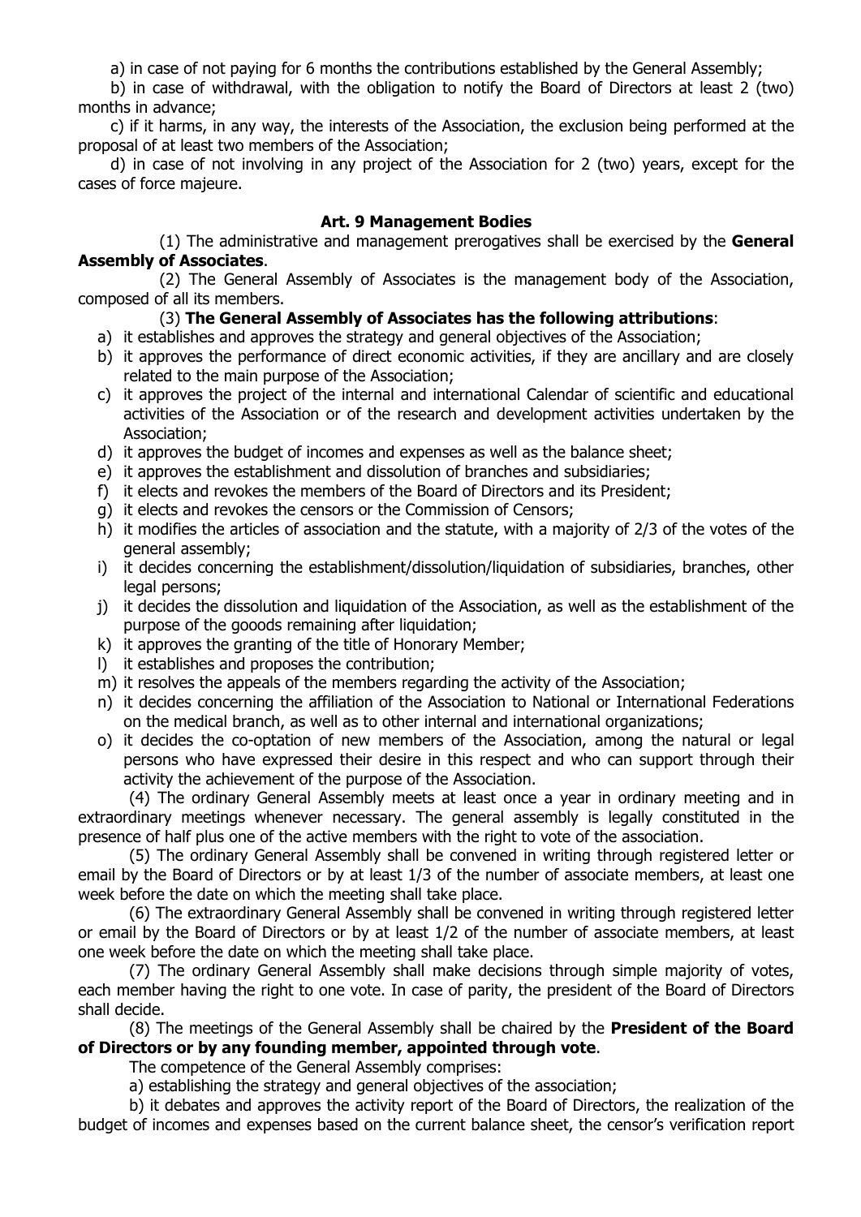a) in case of not paying for 6 months the contributions established by the General Assembly;

b) in case of withdrawal, with the obligation to notify the Board of Directors at least 2 (two) months in advance;

c) if it harms, in any way, the interests of the Association, the exclusion being performed at the proposal of at least two members of the Association;

d) in case of not involving in any project of the Association for 2 (two) years, except for the cases of force majeure.

### Art. 9 Management Bodies

(1) The administrative and management prerogatives shall be exercised by the **General Assembly of Associates**.

(2) The General Assembly of Associates is the management body of the Association, composed of all its members.

(3) **The General Assembly of Associates has the following attributions**:

a) it establishes and approves the strategy and general objectives of the Association;
b) it approves the performance of direct economic activities, if they are ancillary and are closely related to the main purpose of the Association;
c) it approves the project of the internal and international Calendar of scientific and educational activities of the Association or of the research and development activities undertaken by the Association;
d) it approves the budget of incomes and expenses as well as the balance sheet;
e) it approves the establishment and dissolution of branches and subsidiaries;
f) it elects and revokes the members of the Board of Directors and its President;
g) it elects and revokes the censors or the Commission of Censors;
h) it modifies the articles of association and the statute, with a majority of 2/3 of the votes of the general assembly;
i) it decides concerning the establishment/dissolution/liquidation of subsidiaries, branches, other legal persons;
j) it decides the dissolution and liquidation of the Association, as well as the establishment of the purpose of the gooods remaining after liquidation;
k) it approves the granting of the title of Honorary Member;
l) it establishes and proposes the contribution;
m) it resolves the appeals of the members regarding the activity of the Association;
n) it decides concerning the affiliation of the Association to National or International Federations on the medical branch, as well as to other internal and international organizations;
o) it decides the co-optation of new members of the Association, among the natural or legal persons who have expressed their desire in this respect and who can support through their activity the achievement of the purpose of the Association.

(4) The ordinary General Assembly meets at least once a year in ordinary meeting and in extraordinary meetings whenever necessary. The general assembly is legally constituted in the presence of half plus one of the active members with the right to vote of the association.

(5) The ordinary General Assembly shall be convened in writing through registered letter or email by the Board of Directors or by at least 1/3 of the number of associate members, at least one week before the date on which the meeting shall take place.

(6) The extraordinary General Assembly shall be convened in writing through registered letter or email by the Board of Directors or by at least 1/2 of the number of associate members, at least one week before the date on which the meeting shall take place.

(7) The ordinary General Assembly shall make decisions through simple majority of votes, each member having the right to one vote. In case of parity, the president of the Board of Directors shall decide.

(8) The meetings of the General Assembly shall be chaired by the **President of the Board of Directors or by any founding member, appointed through vote**.

The competence of the General Assembly comprises:

a) establishing the strategy and general objectives of the association;

b) it debates and approves the activity report of the Board of Directors, the realization of the budget of incomes and expenses based on the current balance sheet, the censor's verification report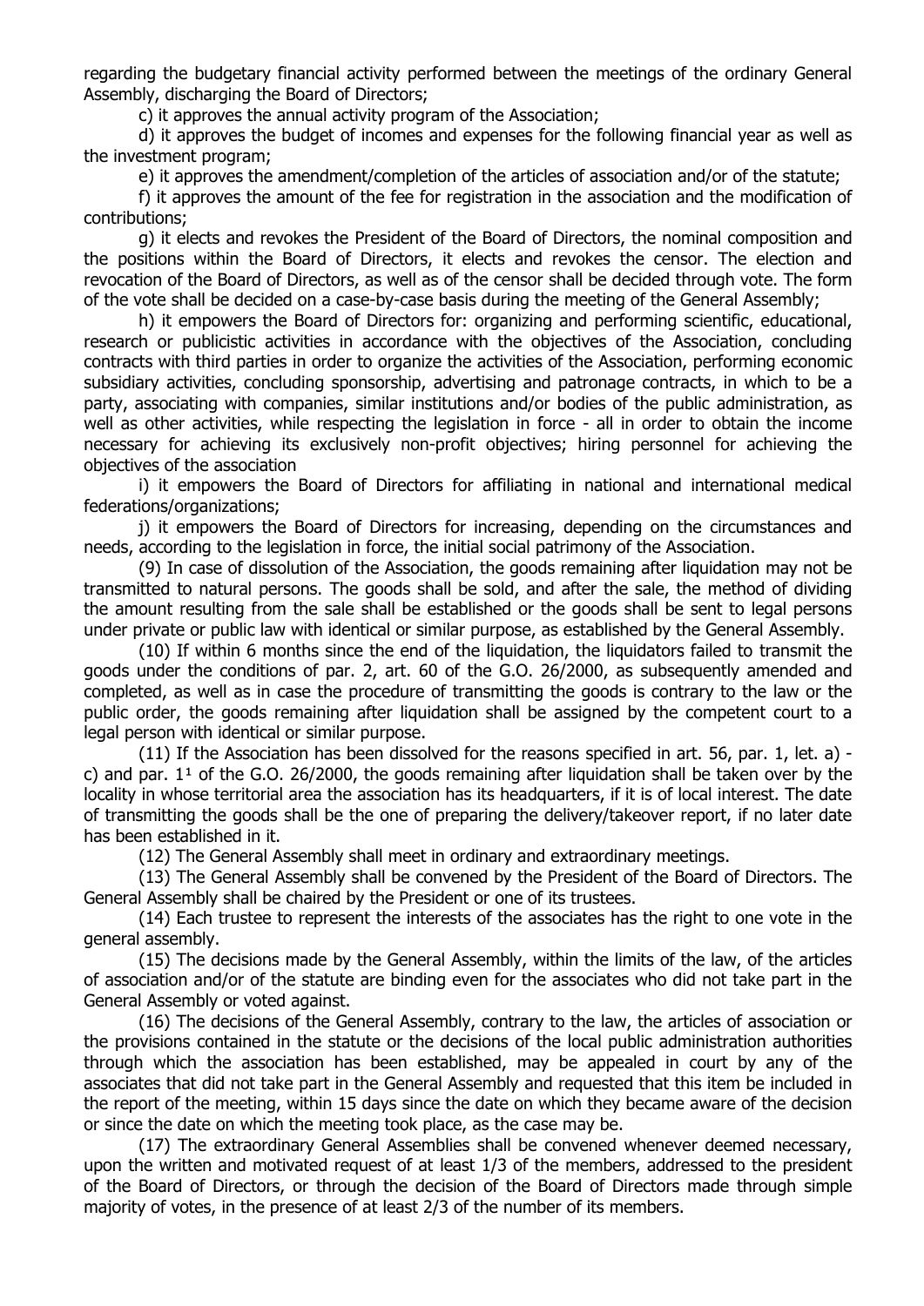regarding the budgetary financial activity performed between the meetings of the ordinary General Assembly, discharging the Board of Directors;

c) it approves the annual activity program of the Association;

d) it approves the budget of incomes and expenses for the following financial year as well as the investment program;

e) it approves the amendment/completion of the articles of association and/or of the statute;

f) it approves the amount of the fee for registration in the association and the modification of contributions;

g) it elects and revokes the President of the Board of Directors, the nominal composition and the positions within the Board of Directors, it elects and revokes the censor. The election and revocation of the Board of Directors, as well as of the censor shall be decided through vote. The form of the vote shall be decided on a case-by-case basis during the meeting of the General Assembly;

h) it empowers the Board of Directors for: organizing and performing scientific, educational, research or publicistic activities in accordance with the objectives of the Association, concluding contracts with third parties in order to organize the activities of the Association, performing economic subsidiary activities, concluding sponsorship, advertising and patronage contracts, in which to be a party, associating with companies, similar institutions and/or bodies of the public administration, as well as other activities, while respecting the legislation in force - all in order to obtain the income necessary for achieving its exclusively non-profit objectives; hiring personnel for achieving the objectives of the association

i) it empowers the Board of Directors for affiliating in national and international medical federations/organizations;

j) it empowers the Board of Directors for increasing, depending on the circumstances and needs, according to the legislation in force, the initial social patrimony of the Association.

(9) In case of dissolution of the Association, the goods remaining after liquidation may not be transmitted to natural persons. The goods shall be sold, and after the sale, the method of dividing the amount resulting from the sale shall be established or the goods shall be sent to legal persons under private or public law with identical or similar purpose, as established by the General Assembly.

(10) If within 6 months since the end of the liquidation, the liquidators failed to transmit the goods under the conditions of par. 2, art. 60 of the G.O. 26/2000, as subsequently amended and completed, as well as in case the procedure of transmitting the goods is contrary to the law or the public order, the goods remaining after liquidation shall be assigned by the competent court to a legal person with identical or similar purpose.

(11) If the Association has been dissolved for the reasons specified in art. 56, par. 1, let. a) - c) and par. $1^1$ of the G.O. 26/2000, the goods remaining after liquidation shall be taken over by the locality in whose territorial area the association has its headquarters, if it is of local interest. The date of transmitting the goods shall be the one of preparing the delivery/takeover report, if no later date has been established in it.

(12) The General Assembly shall meet in ordinary and extraordinary meetings.

(13) The General Assembly shall be convened by the President of the Board of Directors. The General Assembly shall be chaired by the President or one of its trustees.

(14) Each trustee to represent the interests of the associates has the right to one vote in the general assembly.

(15) The decisions made by the General Assembly, within the limits of the law, of the articles of association and/or of the statute are binding even for the associates who did not take part in the General Assembly or voted against.

(16) The decisions of the General Assembly, contrary to the law, the articles of association or the provisions contained in the statute or the decisions of the local public administration authorities through which the association has been established, may be appealed in court by any of the associates that did not take part in the General Assembly and requested that this item be included in the report of the meeting, within 15 days since the date on which they became aware of the decision or since the date on which the meeting took place, as the case may be.

(17) The extraordinary General Assemblies shall be convened whenever deemed necessary, upon the written and motivated request of at least 1/3 of the members, addressed to the president of the Board of Directors, or through the decision of the Board of Directors made through simple majority of votes, in the presence of at least 2/3 of the number of its members.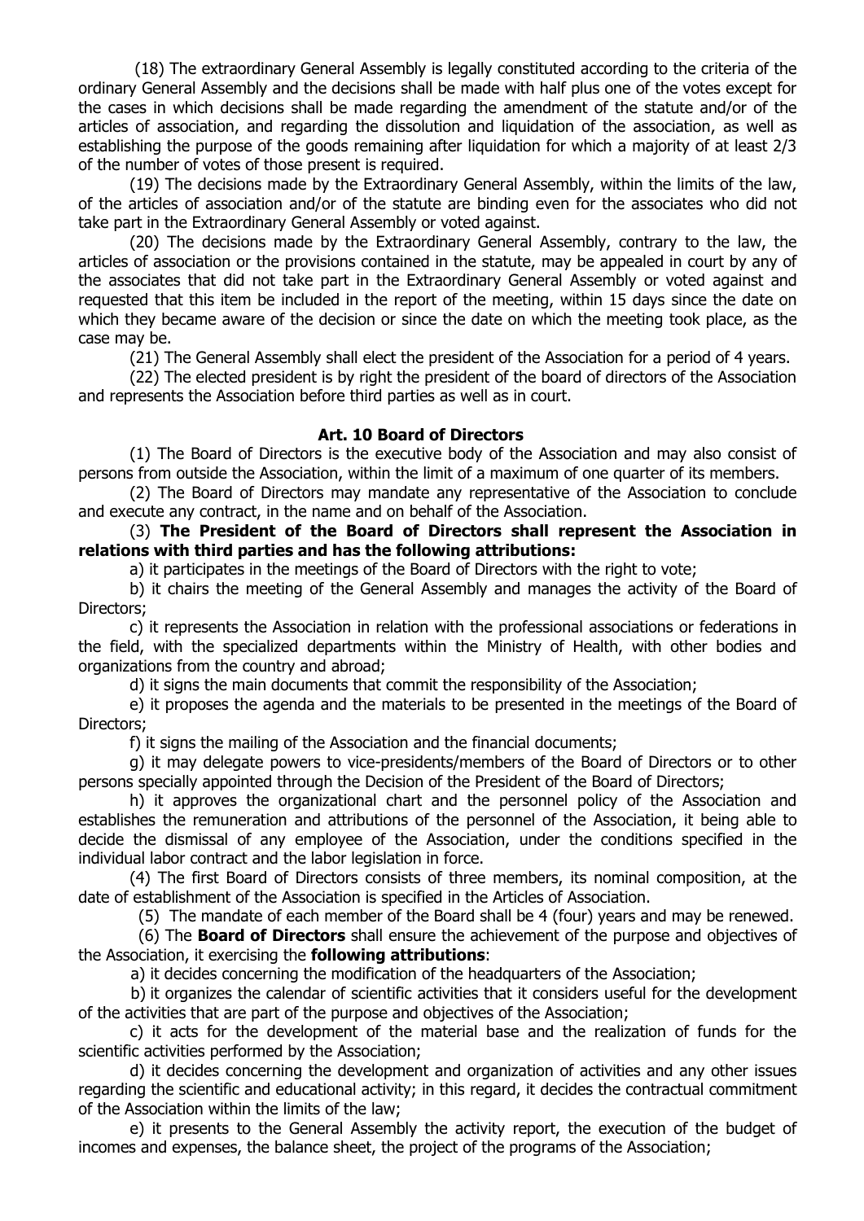(18) The extraordinary General Assembly is legally constituted according to the criteria of the ordinary General Assembly and the decisions shall be made with half plus one of the votes except for the cases in which decisions shall be made regarding the amendment of the statute and/or of the articles of association, and regarding the dissolution and liquidation of the association, as well as establishing the purpose of the goods remaining after liquidation for which a majority of at least 2/3 of the number of votes of those present is required.

(19) The decisions made by the Extraordinary General Assembly, within the limits of the law, of the articles of association and/or of the statute are binding even for the associates who did not take part in the Extraordinary General Assembly or voted against.

(20) The decisions made by the Extraordinary General Assembly, contrary to the law, the articles of association or the provisions contained in the statute, may be appealed in court by any of the associates that did not take part in the Extraordinary General Assembly or voted against and requested that this item be included in the report of the meeting, within 15 days since the date on which they became aware of the decision or since the date on which the meeting took place, as the case may be.

(21) The General Assembly shall elect the president of the Association for a period of 4 years.

(22) The elected president is by right the president of the board of directors of the Association and represents the Association before third parties as well as in court.

### Art. 10 Board of Directors

(1) The Board of Directors is the executive body of the Association and may also consist of persons from outside the Association, within the limit of a maximum of one quarter of its members.

(2) The Board of Directors may mandate any representative of the Association to conclude and execute any contract, in the name and on behalf of the Association.

(3) **The President of the Board of Directors shall represent the Association in relations with third parties and has the following attributions:**

a) it participates in the meetings of the Board of Directors with the right to vote;

b) it chairs the meeting of the General Assembly and manages the activity of the Board of Directors;

c) it represents the Association in relation with the professional associations or federations in the field, with the specialized departments within the Ministry of Health, with other bodies and organizations from the country and abroad;

d) it signs the main documents that commit the responsibility of the Association;

e) it proposes the agenda and the materials to be presented in the meetings of the Board of Directors;

f) it signs the mailing of the Association and the financial documents;

g) it may delegate powers to vice-presidents/members of the Board of Directors or to other persons specially appointed through the Decision of the President of the Board of Directors;

h) it approves the organizational chart and the personnel policy of the Association and establishes the remuneration and attributions of the personnel of the Association, it being able to decide the dismissal of any employee of the Association, under the conditions specified in the individual labor contract and the labor legislation in force.

(4) The first Board of Directors consists of three members, its nominal composition, at the date of establishment of the Association is specified in the Articles of Association.

(5) The mandate of each member of the Board shall be 4 (four) years and may be renewed.

(6) The **Board of Directors** shall ensure the achievement of the purpose and objectives of the Association, it exercising the **following attributions**:

a) it decides concerning the modification of the headquarters of the Association;

b) it organizes the calendar of scientific activities that it considers useful for the development of the activities that are part of the purpose and objectives of the Association;

c) it acts for the development of the material base and the realization of funds for the scientific activities performed by the Association;

d) it decides concerning the development and organization of activities and any other issues regarding the scientific and educational activity; in this regard, it decides the contractual commitment of the Association within the limits of the law;

e) it presents to the General Assembly the activity report, the execution of the budget of incomes and expenses, the balance sheet, the project of the programs of the Association;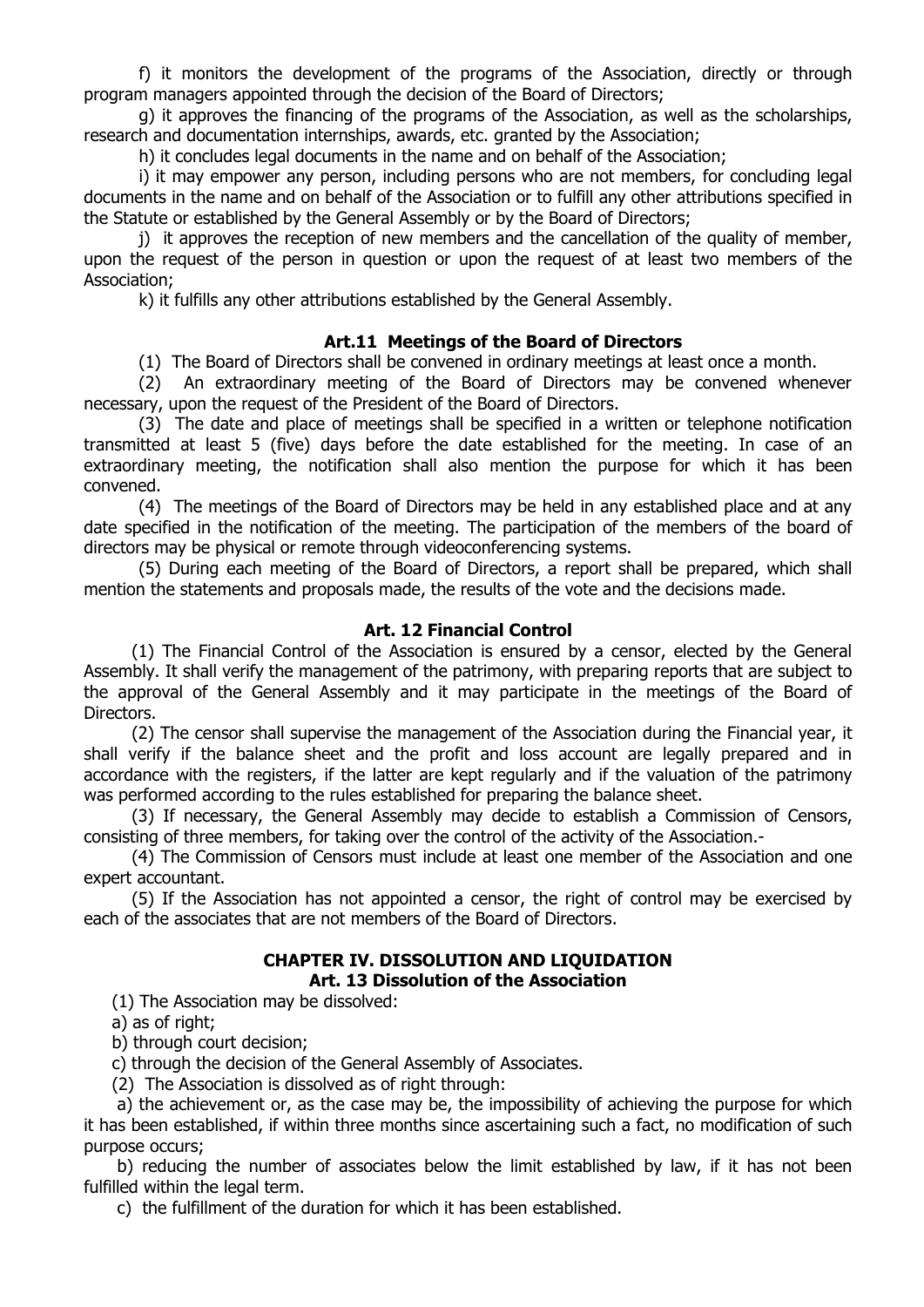f) it monitors the development of the programs of the Association, directly or through program managers appointed through the decision of the Board of Directors;

g) it approves the financing of the programs of the Association, as well as the scholarships, research and documentation internships, awards, etc. granted by the Association;

h) it concludes legal documents in the name and on behalf of the Association;

i) it may empower any person, including persons who are not members, for concluding legal documents in the name and on behalf of the Association or to fulfill any other attributions specified in the Statute or established by the General Assembly or by the Board of Directors;

j) it approves the reception of new members and the cancellation of the quality of member, upon the request of the person in question or upon the request of at least two members of the Association;

k) it fulfills any other attributions established by the General Assembly.

### Art.11 Meetings of the Board of Directors

(1) The Board of Directors shall be convened in ordinary meetings at least once a month.

(2) An extraordinary meeting of the Board of Directors may be convened whenever necessary, upon the request of the President of the Board of Directors.

(3) The date and place of meetings shall be specified in a written or telephone notification transmitted at least 5 (five) days before the date established for the meeting. In case of an extraordinary meeting, the notification shall also mention the purpose for which it has been convened.

(4) The meetings of the Board of Directors may be held in any established place and at any date specified in the notification of the meeting. The participation of the members of the board of directors may be physical or remote through videoconferencing systems.

(5) During each meeting of the Board of Directors, a report shall be prepared, which shall mention the statements and proposals made, the results of the vote and the decisions made.

### Art. 12 Financial Control

(1) The Financial Control of the Association is ensured by a censor, elected by the General Assembly. It shall verify the management of the patrimony, with preparing reports that are subject to the approval of the General Assembly and it may participate in the meetings of the Board of Directors.

(2) The censor shall supervise the management of the Association during the Financial year, it shall verify if the balance sheet and the profit and loss account are legally prepared and in accordance with the registers, if the latter are kept regularly and if the valuation of the patrimony was performed according to the rules established for preparing the balance sheet.

(3) If necessary, the General Assembly may decide to establish a Commission of Censors, consisting of three members, for taking over the control of the activity of the Association.-

(4) The Commission of Censors must include at least one member of the Association and one expert accountant.

(5) If the Association has not appointed a censor, the right of control may be exercised by each of the associates that are not members of the Board of Directors.

## CHAPTER IV. DISSOLUTION AND LIQUIDATION

### Art. 13 Dissolution of the Association

(1) The Association may be dissolved:

a) as of right;

b) through court decision;

c) through the decision of the General Assembly of Associates.

(2) The Association is dissolved as of right through:

a) the achievement or, as the case may be, the impossibility of achieving the purpose for which it has been established, if within three months since ascertaining such a fact, no modification of such purpose occurs;

b) reducing the number of associates below the limit established by law, if it has not been fulfilled within the legal term.

c) the fulfillment of the duration for which it has been established.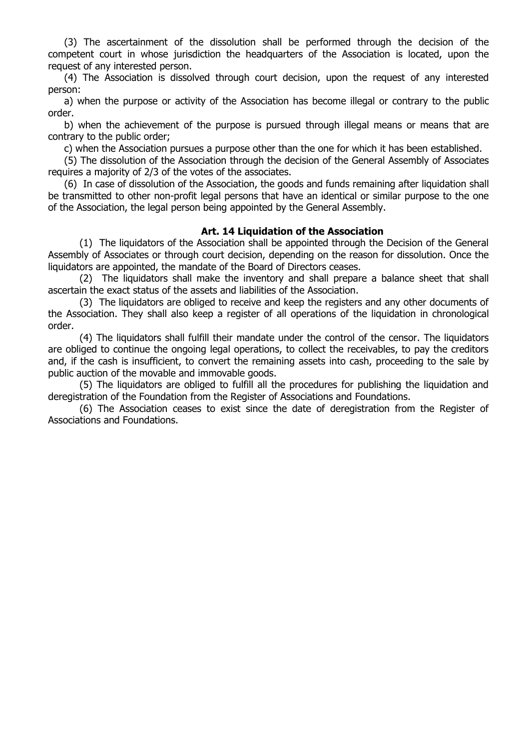(3) The ascertainment of the dissolution shall be performed through the decision of the competent court in whose jurisdiction the headquarters of the Association is located, upon the request of any interested person.

(4) The Association is dissolved through court decision, upon the request of any interested person:

a) when the purpose or activity of the Association has become illegal or contrary to the public order.

b) when the achievement of the purpose is pursued through illegal means or means that are contrary to the public order;

c) when the Association pursues a purpose other than the one for which it has been established.

(5) The dissolution of the Association through the decision of the General Assembly of Associates requires a majority of 2/3 of the votes of the associates.

(6) In case of dissolution of the Association, the goods and funds remaining after liquidation shall be transmitted to other non-profit legal persons that have an identical or similar purpose to the one of the Association, the legal person being appointed by the General Assembly.

### Art. 14 Liquidation of the Association

(1) The liquidators of the Association shall be appointed through the Decision of the General Assembly of Associates or through court decision, depending on the reason for dissolution. Once the liquidators are appointed, the mandate of the Board of Directors ceases.

(2) The liquidators shall make the inventory and shall prepare a balance sheet that shall ascertain the exact status of the assets and liabilities of the Association.

(3) The liquidators are obliged to receive and keep the registers and any other documents of the Association. They shall also keep a register of all operations of the liquidation in chronological order.

(4) The liquidators shall fulfill their mandate under the control of the censor. The liquidators are obliged to continue the ongoing legal operations, to collect the receivables, to pay the creditors and, if the cash is insufficient, to convert the remaining assets into cash, proceeding to the sale by public auction of the movable and immovable goods.

(5) The liquidators are obliged to fulfill all the procedures for publishing the liquidation and deregistration of the Foundation from the Register of Associations and Foundations.

(6) The Association ceases to exist since the date of deregistration from the Register of Associations and Foundations.